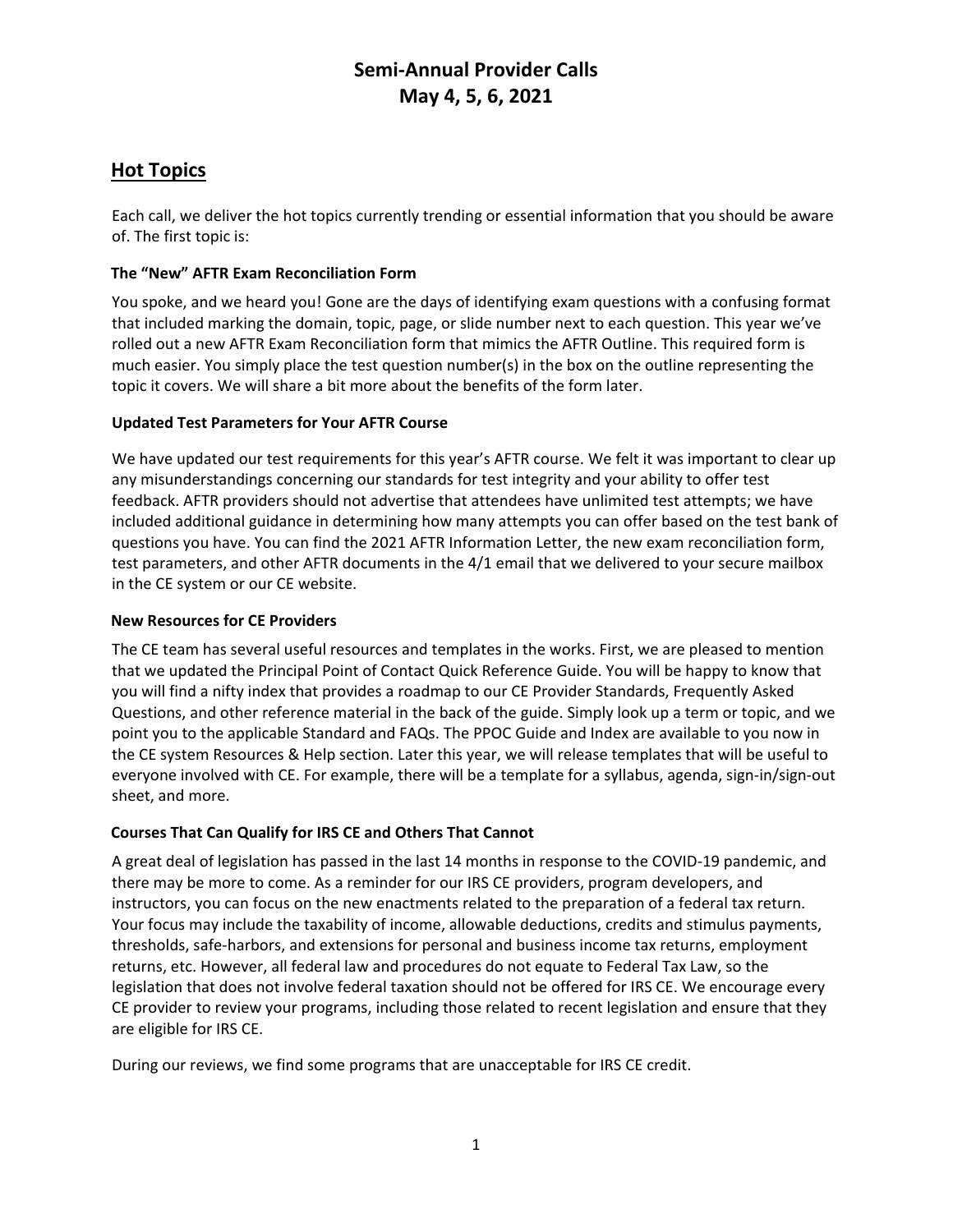# Semi-Annual Provider Calls
# May 4, 5, 6, 2021

## Hot Topics

Each call, we deliver the hot topics currently trending or essential information that you should be aware of. The first topic is:

### The "New" AFTR Exam Reconciliation Form

You spoke, and we heard you! Gone are the days of identifying exam questions with a confusing format that included marking the domain, topic, page, or slide number next to each question. This year we've rolled out a new AFTR Exam Reconciliation form that mimics the AFTR Outline. This required form is much easier. You simply place the test question number(s) in the box on the outline representing the topic it covers. We will share a bit more about the benefits of the form later.

### Updated Test Parameters for Your AFTR Course

We have updated our test requirements for this year's AFTR course. We felt it was important to clear up any misunderstandings concerning our standards for test integrity and your ability to offer test feedback. AFTR providers should not advertise that attendees have unlimited test attempts; we have included additional guidance in determining how many attempts you can offer based on the test bank of questions you have. You can find the 2021 AFTR Information Letter, the new exam reconciliation form, test parameters, and other AFTR documents in the 4/1 email that we delivered to your secure mailbox in the CE system or our CE website.

### New Resources for CE Providers

The CE team has several useful resources and templates in the works. First, we are pleased to mention that we updated the Principal Point of Contact Quick Reference Guide. You will be happy to know that you will find a nifty index that provides a roadmap to our CE Provider Standards, Frequently Asked Questions, and other reference material in the back of the guide. Simply look up a term or topic, and we point you to the applicable Standard and FAQs. The PPOC Guide and Index are available to you now in the CE system Resources & Help section. Later this year, we will release templates that will be useful to everyone involved with CE. For example, there will be a template for a syllabus, agenda, sign-in/sign-out sheet, and more.

### Courses That Can Qualify for IRS CE and Others That Cannot

A great deal of legislation has passed in the last 14 months in response to the COVID-19 pandemic, and there may be more to come. As a reminder for our IRS CE providers, program developers, and instructors, you can focus on the new enactments related to the preparation of a federal tax return. Your focus may include the taxability of income, allowable deductions, credits and stimulus payments, thresholds, safe-harbors, and extensions for personal and business income tax returns, employment returns, etc. However, all federal law and procedures do not equate to Federal Tax Law, so the legislation that does not involve federal taxation should not be offered for IRS CE. We encourage every CE provider to review your programs, including those related to recent legislation and ensure that they are eligible for IRS CE.

During our reviews, we find some programs that are unacceptable for IRS CE credit.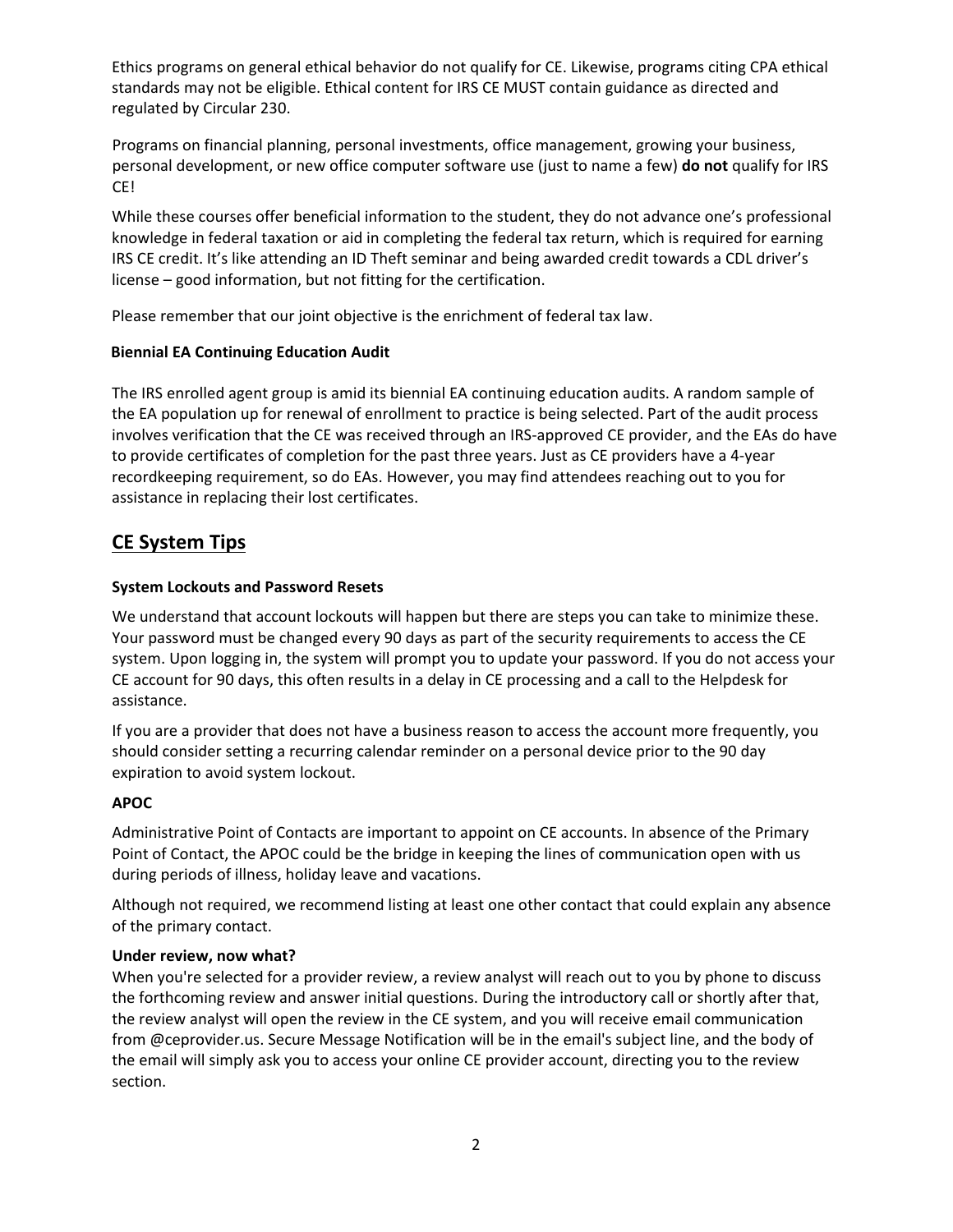Ethics programs on general ethical behavior do not qualify for CE. Likewise, programs citing CPA ethical standards may not be eligible. Ethical content for IRS CE MUST contain guidance as directed and regulated by Circular 230.

Programs on financial planning, personal investments, office management, growing your business, personal development, or new office computer software use (just to name a few) **do not** qualify for IRS CE!

While these courses offer beneficial information to the student, they do not advance one's professional knowledge in federal taxation or aid in completing the federal tax return, which is required for earning IRS CE credit. It's like attending an ID Theft seminar and being awarded credit towards a CDL driver's license – good information, but not fitting for the certification.

Please remember that our joint objective is the enrichment of federal tax law.

**Biennial EA Continuing Education Audit**

The IRS enrolled agent group is amid its biennial EA continuing education audits. A random sample of the EA population up for renewal of enrollment to practice is being selected. Part of the audit process involves verification that the CE was received through an IRS-approved CE provider, and the EAs do have to provide certificates of completion for the past three years. Just as CE providers have a 4-year recordkeeping requirement, so do EAs. However, you may find attendees reaching out to you for assistance in replacing their lost certificates.

## CE System Tips

**System Lockouts and Password Resets**

We understand that account lockouts will happen but there are steps you can take to minimize these. Your password must be changed every 90 days as part of the security requirements to access the CE system. Upon logging in, the system will prompt you to update your password. If you do not access your CE account for 90 days, this often results in a delay in CE processing and a call to the Helpdesk for assistance.

If you are a provider that does not have a business reason to access the account more frequently, you should consider setting a recurring calendar reminder on a personal device prior to the 90 day expiration to avoid system lockout.

**APOC**

Administrative Point of Contacts are important to appoint on CE accounts. In absence of the Primary Point of Contact, the APOC could be the bridge in keeping the lines of communication open with us during periods of illness, holiday leave and vacations.

Although not required, we recommend listing at least one other contact that could explain any absence of the primary contact.

**Under review, now what?**

When you're selected for a provider review, a review analyst will reach out to you by phone to discuss the forthcoming review and answer initial questions. During the introductory call or shortly after that, the review analyst will open the review in the CE system, and you will receive email communication from @ceprovider.us. Secure Message Notification will be in the email's subject line, and the body of the email will simply ask you to access your online CE provider account, directing you to the review section.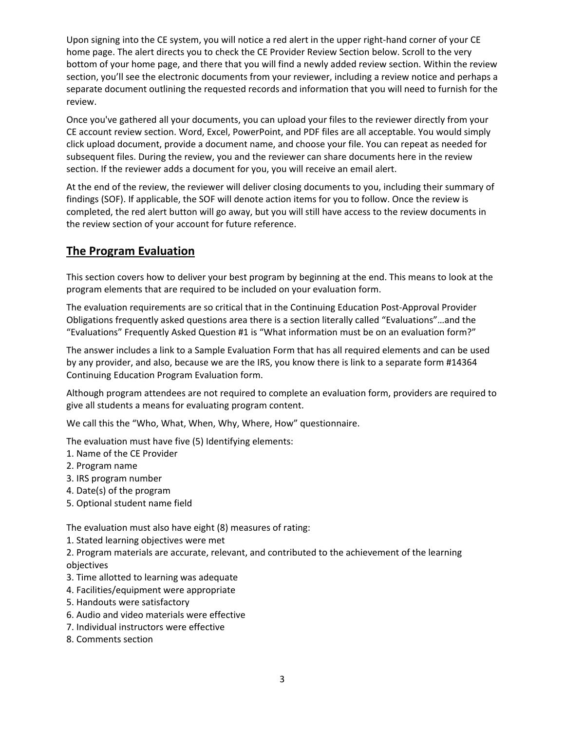Upon signing into the CE system, you will notice a red alert in the upper right-hand corner of your CE home page. The alert directs you to check the CE Provider Review Section below. Scroll to the very bottom of your home page, and there that you will find a newly added review section. Within the review section, you'll see the electronic documents from your reviewer, including a review notice and perhaps a separate document outlining the requested records and information that you will need to furnish for the review.

Once you've gathered all your documents, you can upload your files to the reviewer directly from your CE account review section. Word, Excel, PowerPoint, and PDF files are all acceptable. You would simply click upload document, provide a document name, and choose your file. You can repeat as needed for subsequent files. During the review, you and the reviewer can share documents here in the review section. If the reviewer adds a document for you, you will receive an email alert.

At the end of the review, the reviewer will deliver closing documents to you, including their summary of findings (SOF). If applicable, the SOF will denote action items for you to follow. Once the review is completed, the red alert button will go away, but you will still have access to the review documents in the review section of your account for future reference.

## <u>The Program Evaluation</u>

This section covers how to deliver your best program by beginning at the end. This means to look at the program elements that are required to be included on your evaluation form.

The evaluation requirements are so critical that in the Continuing Education Post-Approval Provider Obligations frequently asked questions area there is a section literally called "Evaluations"…and the "Evaluations" Frequently Asked Question #1 is "What information must be on an evaluation form?"

The answer includes a link to a Sample Evaluation Form that has all required elements and can be used by any provider, and also, because we are the IRS, you know there is link to a separate form #14364 Continuing Education Program Evaluation form.

Although program attendees are not required to complete an evaluation form, providers are required to give all students a means for evaluating program content.

We call this the "Who, What, When, Why, Where, How" questionnaire.

The evaluation must have five (5) Identifying elements:

1. Name of the CE Provider
2. Program name
3. IRS program number
4. Date(s) of the program
5. Optional student name field

The evaluation must also have eight (8) measures of rating:

1. Stated learning objectives were met
2. Program materials are accurate, relevant, and contributed to the achievement of the learning objectives
3. Time allotted to learning was adequate
4. Facilities/equipment were appropriate
5. Handouts were satisfactory
6. Audio and video materials were effective
7. Individual instructors were effective
8. Comments section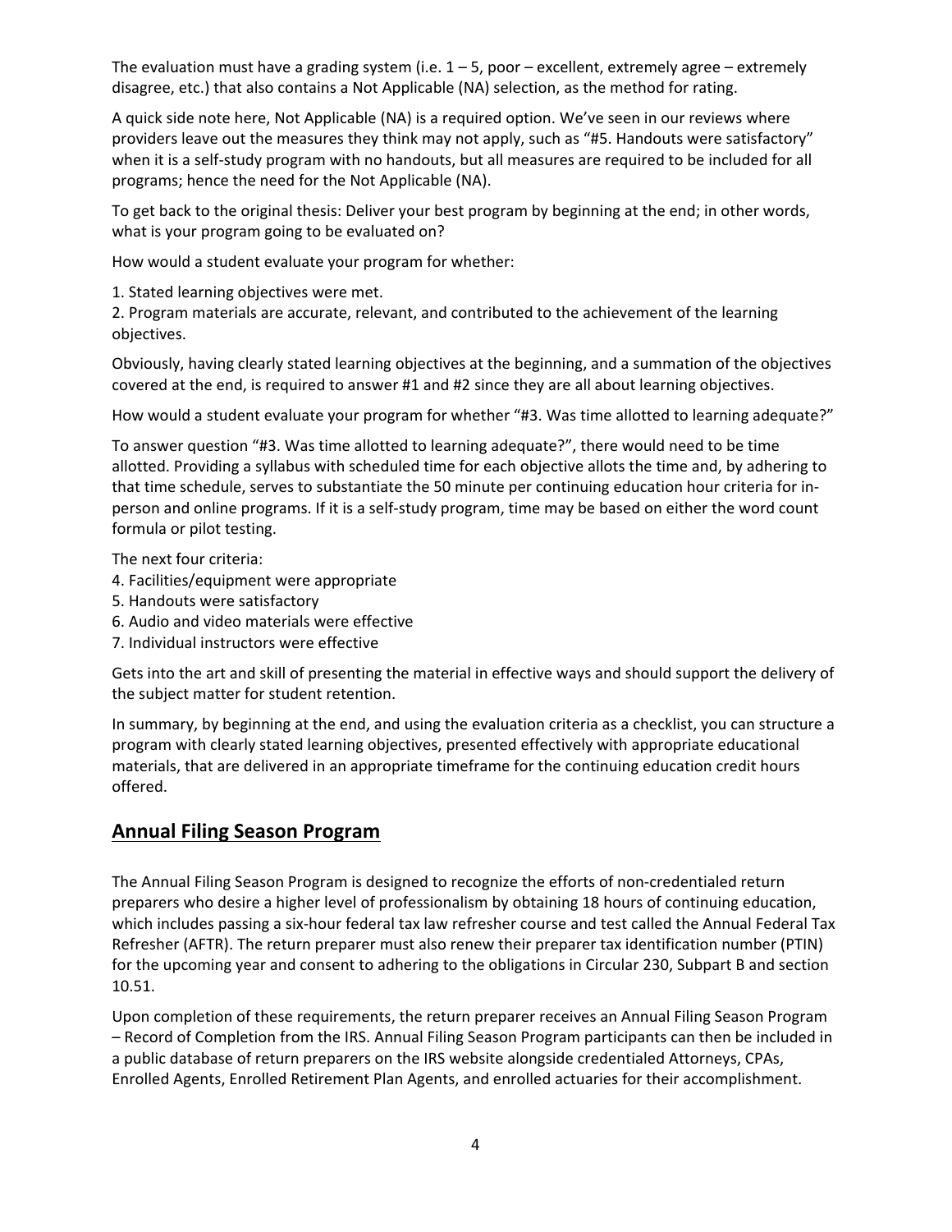The evaluation must have a grading system (i.e. 1 – 5, poor – excellent, extremely agree – extremely disagree, etc.) that also contains a Not Applicable (NA) selection, as the method for rating.

A quick side note here, Not Applicable (NA) is a required option. We've seen in our reviews where providers leave out the measures they think may not apply, such as "#5. Handouts were satisfactory" when it is a self-study program with no handouts, but all measures are required to be included for all programs; hence the need for the Not Applicable (NA).

To get back to the original thesis: Deliver your best program by beginning at the end; in other words, what is your program going to be evaluated on?

How would a student evaluate your program for whether:

1. Stated learning objectives were met.
2. Program materials are accurate, relevant, and contributed to the achievement of the learning objectives.

Obviously, having clearly stated learning objectives at the beginning, and a summation of the objectives covered at the end, is required to answer #1 and #2 since they are all about learning objectives.

How would a student evaluate your program for whether "#3. Was time allotted to learning adequate?"

To answer question "#3. Was time allotted to learning adequate?", there would need to be time allotted. Providing a syllabus with scheduled time for each objective allots the time and, by adhering to that time schedule, serves to substantiate the 50 minute per continuing education hour criteria for in-person and online programs. If it is a self-study program, time may be based on either the word count formula or pilot testing.

The next four criteria:

4. Facilities/equipment were appropriate
5. Handouts were satisfactory
6. Audio and video materials were effective
7. Individual instructors were effective

Gets into the art and skill of presenting the material in effective ways and should support the delivery of the subject matter for student retention.

In summary, by beginning at the end, and using the evaluation criteria as a checklist, you can structure a program with clearly stated learning objectives, presented effectively with appropriate educational materials, that are delivered in an appropriate timeframe for the continuing education credit hours offered.

## Annual Filing Season Program

The Annual Filing Season Program is designed to recognize the efforts of non-credentialed return preparers who desire a higher level of professionalism by obtaining 18 hours of continuing education, which includes passing a six-hour federal tax law refresher course and test called the Annual Federal Tax Refresher (AFTR). The return preparer must also renew their preparer tax identification number (PTIN) for the upcoming year and consent to adhering to the obligations in Circular 230, Subpart B and section 10.51.

Upon completion of these requirements, the return preparer receives an Annual Filing Season Program – Record of Completion from the IRS. Annual Filing Season Program participants can then be included in a public database of return preparers on the IRS website alongside credentialed Attorneys, CPAs, Enrolled Agents, Enrolled Retirement Plan Agents, and enrolled actuaries for their accomplishment.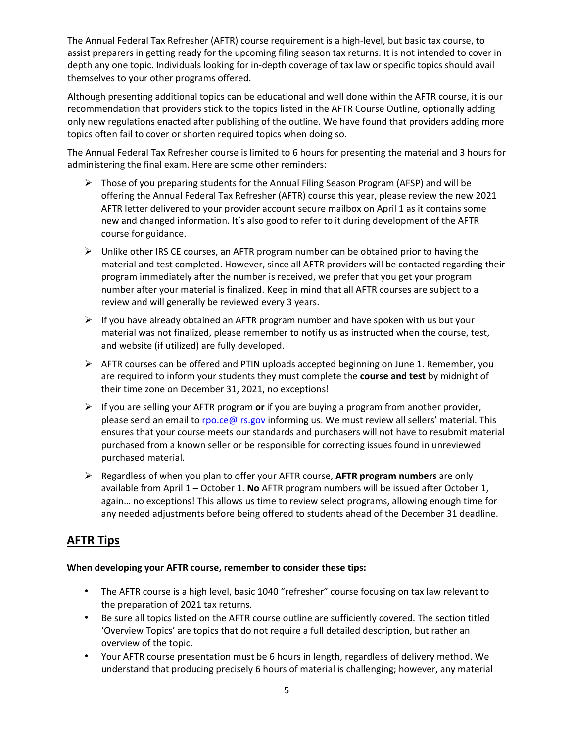The Annual Federal Tax Refresher (AFTR) course requirement is a high-level, but basic tax course, to assist preparers in getting ready for the upcoming filing season tax returns. It is not intended to cover in depth any one topic. Individuals looking for in-depth coverage of tax law or specific topics should avail themselves to your other programs offered.

Although presenting additional topics can be educational and well done within the AFTR course, it is our recommendation that providers stick to the topics listed in the AFTR Course Outline, optionally adding only new regulations enacted after publishing of the outline. We have found that providers adding more topics often fail to cover or shorten required topics when doing so.

The Annual Federal Tax Refresher course is limited to 6 hours for presenting the material and 3 hours for administering the final exam. Here are some other reminders:

- Those of you preparing students for the Annual Filing Season Program (AFSP) and will be offering the Annual Federal Tax Refresher (AFTR) course this year, please review the new 2021 AFTR letter delivered to your provider account secure mailbox on April 1 as it contains some new and changed information. It's also good to refer to it during development of the AFTR course for guidance.
- Unlike other IRS CE courses, an AFTR program number can be obtained prior to having the material and test completed. However, since all AFTR providers will be contacted regarding their program immediately after the number is received, we prefer that you get your program number after your material is finalized. Keep in mind that all AFTR courses are subject to a review and will generally be reviewed every 3 years.
- If you have already obtained an AFTR program number and have spoken with us but your material was not finalized, please remember to notify us as instructed when the course, test, and website (if utilized) are fully developed.
- AFTR courses can be offered and PTIN uploads accepted beginning on June 1. Remember, you are required to inform your students they must complete the **course and test** by midnight of their time zone on December 31, 2021, no exceptions!
- If you are selling your AFTR program **or** if you are buying a program from another provider, please send an email to rpo.ce@irs.gov informing us. We must review all sellers' material. This ensures that your course meets our standards and purchasers will not have to resubmit material purchased from a known seller or be responsible for correcting issues found in unreviewed purchased material.
- Regardless of when you plan to offer your AFTR course, **AFTR program numbers** are only available from April 1 – October 1. **No** AFTR program numbers will be issued after October 1, again… no exceptions! This allows us time to review select programs, allowing enough time for any needed adjustments before being offered to students ahead of the December 31 deadline.

## AFTR Tips

**When developing your AFTR course, remember to consider these tips:**

- The AFTR course is a high level, basic 1040 "refresher" course focusing on tax law relevant to the preparation of 2021 tax returns.
- Be sure all topics listed on the AFTR course outline are sufficiently covered. The section titled 'Overview Topics' are topics that do not require a full detailed description, but rather an overview of the topic.
- Your AFTR course presentation must be 6 hours in length, regardless of delivery method. We understand that producing precisely 6 hours of material is challenging; however, any material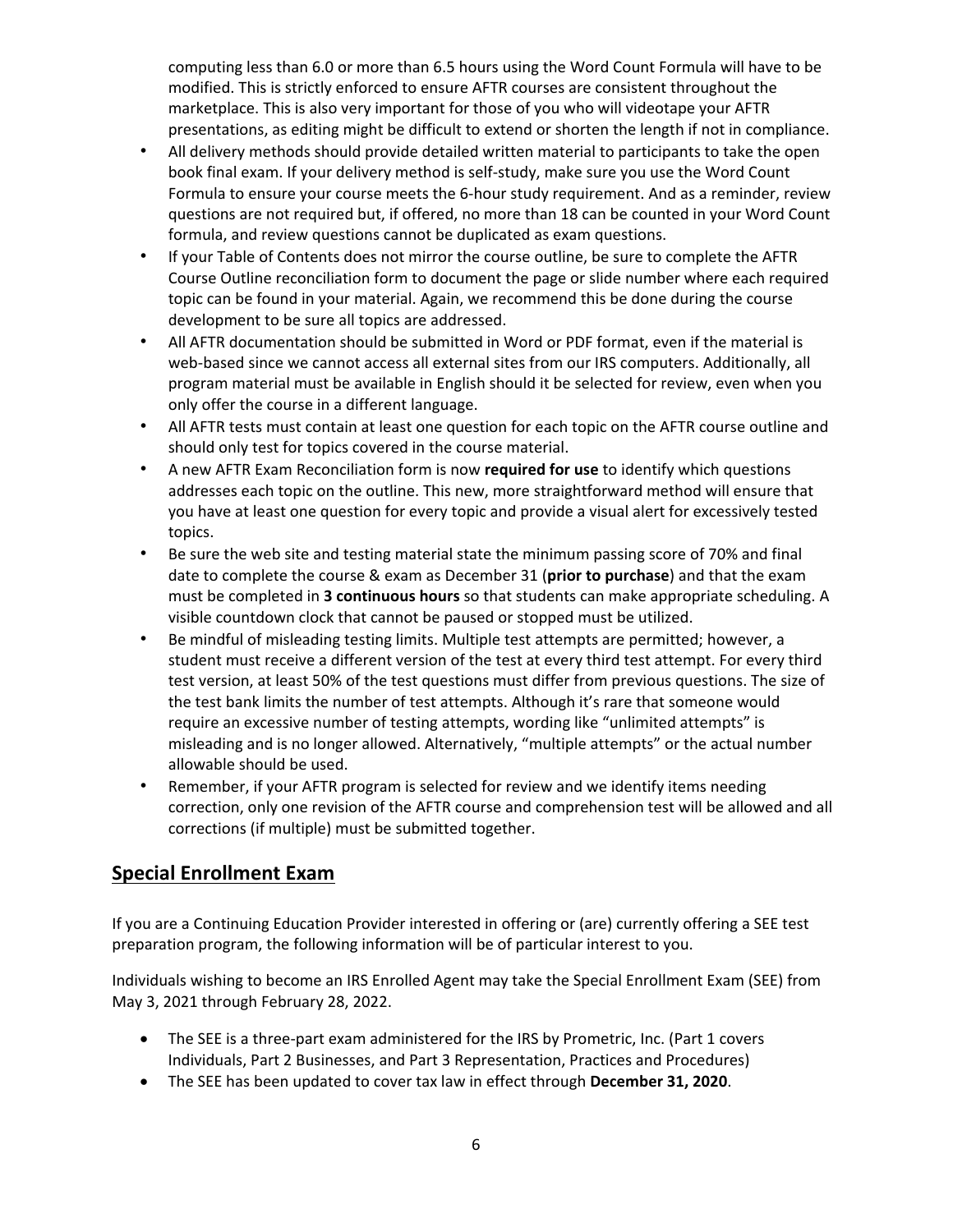computing less than 6.0 or more than 6.5 hours using the Word Count Formula will have to be modified. This is strictly enforced to ensure AFTR courses are consistent throughout the marketplace. This is also very important for those of you who will videotape your AFTR presentations, as editing might be difficult to extend or shorten the length if not in compliance.

- All delivery methods should provide detailed written material to participants to take the open book final exam. If your delivery method is self-study, make sure you use the Word Count Formula to ensure your course meets the 6-hour study requirement. And as a reminder, review questions are not required but, if offered, no more than 18 can be counted in your Word Count formula, and review questions cannot be duplicated as exam questions.
- If your Table of Contents does not mirror the course outline, be sure to complete the AFTR Course Outline reconciliation form to document the page or slide number where each required topic can be found in your material. Again, we recommend this be done during the course development to be sure all topics are addressed.
- All AFTR documentation should be submitted in Word or PDF format, even if the material is web-based since we cannot access all external sites from our IRS computers. Additionally, all program material must be available in English should it be selected for review, even when you only offer the course in a different language.
- All AFTR tests must contain at least one question for each topic on the AFTR course outline and should only test for topics covered in the course material.
- A new AFTR Exam Reconciliation form is now **required for use** to identify which questions addresses each topic on the outline. This new, more straightforward method will ensure that you have at least one question for every topic and provide a visual alert for excessively tested topics.
- Be sure the web site and testing material state the minimum passing score of 70% and final date to complete the course & exam as December 31 (**prior to purchase**) and that the exam must be completed in **3 continuous hours** so that students can make appropriate scheduling. A visible countdown clock that cannot be paused or stopped must be utilized.
- Be mindful of misleading testing limits. Multiple test attempts are permitted; however, a student must receive a different version of the test at every third test attempt. For every third test version, at least 50% of the test questions must differ from previous questions. The size of the test bank limits the number of test attempts. Although it's rare that someone would require an excessive number of testing attempts, wording like "unlimited attempts" is misleading and is no longer allowed. Alternatively, "multiple attempts" or the actual number allowable should be used.
- Remember, if your AFTR program is selected for review and we identify items needing correction, only one revision of the AFTR course and comprehension test will be allowed and all corrections (if multiple) must be submitted together.

## Special Enrollment Exam

If you are a Continuing Education Provider interested in offering or (are) currently offering a SEE test preparation program, the following information will be of particular interest to you.

Individuals wishing to become an IRS Enrolled Agent may take the Special Enrollment Exam (SEE) from May 3, 2021 through February 28, 2022.

- The SEE is a three-part exam administered for the IRS by Prometric, Inc. (Part 1 covers Individuals, Part 2 Businesses, and Part 3 Representation, Practices and Procedures)
- The SEE has been updated to cover tax law in effect through **December 31, 2020**.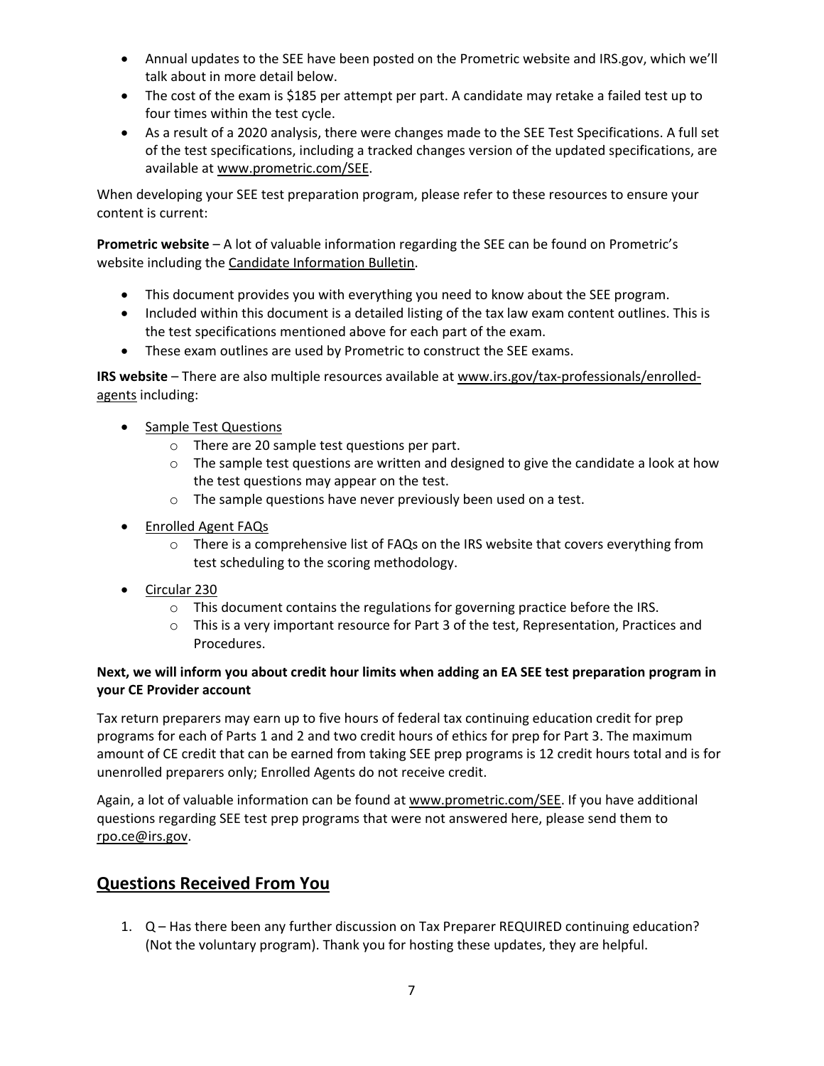- Annual updates to the SEE have been posted on the Prometric website and IRS.gov, which we'll talk about in more detail below.
- The cost of the exam is $185 per attempt per part. A candidate may retake a failed test up to four times within the test cycle.
- As a result of a 2020 analysis, there were changes made to the SEE Test Specifications. A full set of the test specifications, including a tracked changes version of the updated specifications, are available at www.prometric.com/SEE.

When developing your SEE test preparation program, please refer to these resources to ensure your content is current:

**Prometric website** – A lot of valuable information regarding the SEE can be found on Prometric's website including the Candidate Information Bulletin.

- This document provides you with everything you need to know about the SEE program.
- Included within this document is a detailed listing of the tax law exam content outlines. This is the test specifications mentioned above for each part of the exam.
- These exam outlines are used by Prometric to construct the SEE exams.

**IRS website** – There are also multiple resources available at www.irs.gov/tax-professionals/enrolled-agents including:

- Sample Test Questions
  - There are 20 sample test questions per part.
  - The sample test questions are written and designed to give the candidate a look at how the test questions may appear on the test.
  - The sample questions have never previously been used on a test.
- Enrolled Agent FAQs
  - There is a comprehensive list of FAQs on the IRS website that covers everything from test scheduling to the scoring methodology.
- Circular 230
  - This document contains the regulations for governing practice before the IRS.
  - This is a very important resource for Part 3 of the test, Representation, Practices and Procedures.

**Next, we will inform you about credit hour limits when adding an EA SEE test preparation program in your CE Provider account**

Tax return preparers may earn up to five hours of federal tax continuing education credit for prep programs for each of Parts 1 and 2 and two credit hours of ethics for prep for Part 3. The maximum amount of CE credit that can be earned from taking SEE prep programs is 12 credit hours total and is for unenrolled preparers only; Enrolled Agents do not receive credit.

Again, a lot of valuable information can be found at www.prometric.com/SEE. If you have additional questions regarding SEE test prep programs that were not answered here, please send them to rpo.ce@irs.gov.

## Questions Received From You

1. Q – Has there been any further discussion on Tax Preparer REQUIRED continuing education? (Not the voluntary program). Thank you for hosting these updates, they are helpful.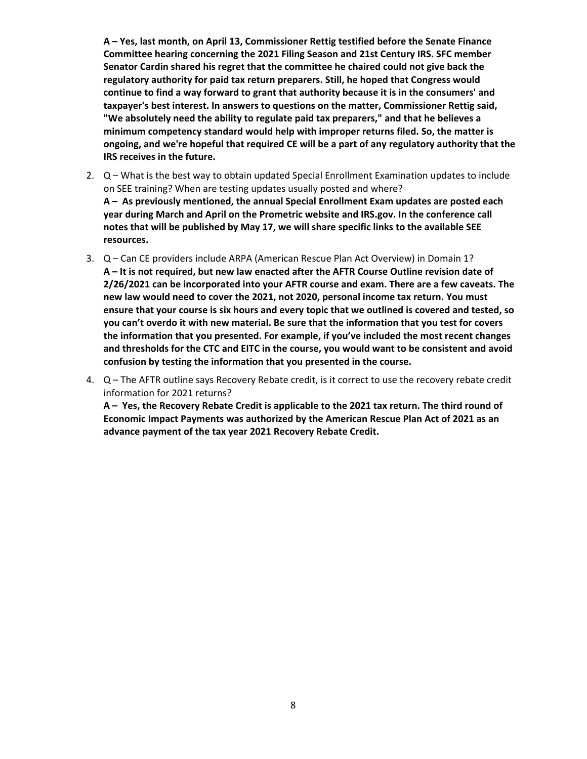**A – Yes, last month, on April 13, Commissioner Rettig testified before the Senate Finance Committee hearing concerning the 2021 Filing Season and 21st Century IRS. SFC member Senator Cardin shared his regret that the committee he chaired could not give back the regulatory authority for paid tax return preparers. Still, he hoped that Congress would continue to find a way forward to grant that authority because it is in the consumers' and taxpayer's best interest. In answers to questions on the matter, Commissioner Rettig said, "We absolutely need the ability to regulate paid tax preparers," and that he believes a minimum competency standard would help with improper returns filed. So, the matter is ongoing, and we're hopeful that required CE will be a part of any regulatory authority that the IRS receives in the future.**

2. Q – What is the best way to obtain updated Special Enrollment Examination updates to include on SEE training? When are testing updates usually posted and where?
   **A – As previously mentioned, the annual Special Enrollment Exam updates are posted each year during March and April on the Prometric website and IRS.gov. In the conference call notes that will be published by May 17, we will share specific links to the available SEE resources.**
3. Q – Can CE providers include ARPA (American Rescue Plan Act Overview) in Domain 1?
   **A – It is not required, but new law enacted after the AFTR Course Outline revision date of 2/26/2021 can be incorporated into your AFTR course and exam. There are a few caveats. The new law would need to cover the 2021, not 2020, personal income tax return. You must ensure that your course is six hours and every topic that we outlined is covered and tested, so you can't overdo it with new material. Be sure that the information that you test for covers the information that you presented. For example, if you've included the most recent changes and thresholds for the CTC and EITC in the course, you would want to be consistent and avoid confusion by testing the information that you presented in the course.**
4. Q – The AFTR outline says Recovery Rebate credit, is it correct to use the recovery rebate credit information for 2021 returns?
   **A – Yes, the Recovery Rebate Credit is applicable to the 2021 tax return. The third round of Economic Impact Payments was authorized by the American Rescue Plan Act of 2021 as an advance payment of the tax year 2021 Recovery Rebate Credit.**